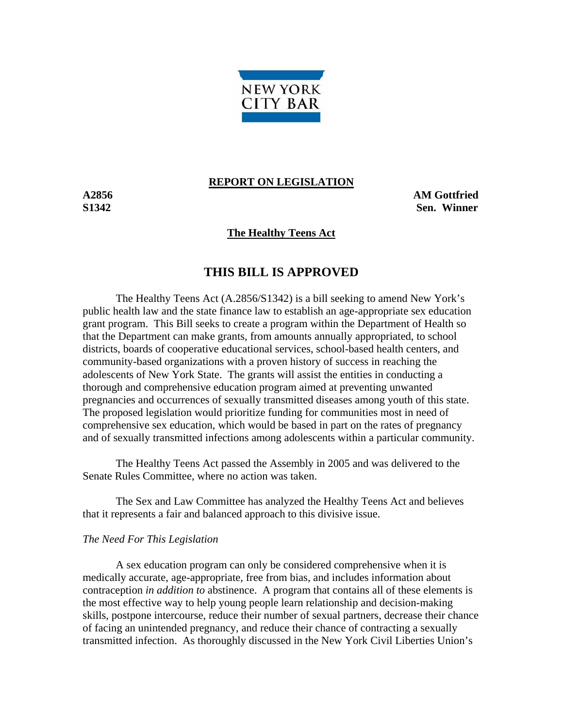NEW YORK CITY BAR

**REPORT ON LEGISLATION**

**A2856** **AM Gottfried**
**S1342** **Sen. Winner**

**The Healthy Teens Act**

## THIS BILL IS APPROVED

The Healthy Teens Act (A.2856/S1342) is a bill seeking to amend New York's public health law and the state finance law to establish an age-appropriate sex education grant program. This Bill seeks to create a program within the Department of Health so that the Department can make grants, from amounts annually appropriated, to school districts, boards of cooperative educational services, school-based health centers, and community-based organizations with a proven history of success in reaching the adolescents of New York State. The grants will assist the entities in conducting a thorough and comprehensive education program aimed at preventing unwanted pregnancies and occurrences of sexually transmitted diseases among youth of this state. The proposed legislation would prioritize funding for communities most in need of comprehensive sex education, which would be based in part on the rates of pregnancy and of sexually transmitted infections among adolescents within a particular community.

The Healthy Teens Act passed the Assembly in 2005 and was delivered to the Senate Rules Committee, where no action was taken.

The Sex and Law Committee has analyzed the Healthy Teens Act and believes that it represents a fair and balanced approach to this divisive issue.

*The Need For This Legislation*

A sex education program can only be considered comprehensive when it is medically accurate, age-appropriate, free from bias, and includes information about contraception *in addition to* abstinence. A program that contains all of these elements is the most effective way to help young people learn relationship and decision-making skills, postpone intercourse, reduce their number of sexual partners, decrease their chance of facing an unintended pregnancy, and reduce their chance of contracting a sexually transmitted infection. As thoroughly discussed in the New York Civil Liberties Union's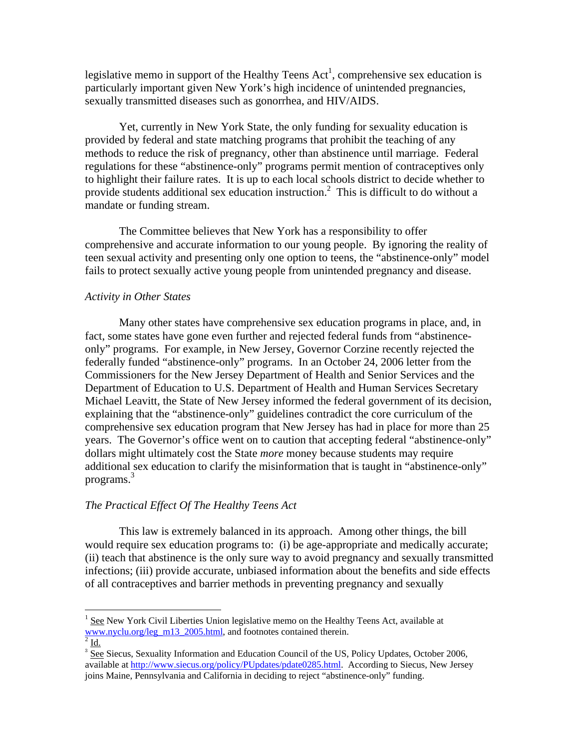legislative memo in support of the Healthy Teens Act[1], comprehensive sex education is particularly important given New York's high incidence of unintended pregnancies, sexually transmitted diseases such as gonorrhea, and HIV/AIDS.

Yet, currently in New York State, the only funding for sexuality education is provided by federal and state matching programs that prohibit the teaching of any methods to reduce the risk of pregnancy, other than abstinence until marriage. Federal regulations for these "abstinence-only" programs permit mention of contraceptives only to highlight their failure rates. It is up to each local schools district to decide whether to provide students additional sex education instruction.[2] This is difficult to do without a mandate or funding stream.

The Committee believes that New York has a responsibility to offer comprehensive and accurate information to our young people. By ignoring the reality of teen sexual activity and presenting only one option to teens, the "abstinence-only" model fails to protect sexually active young people from unintended pregnancy and disease.

*Activity in Other States*

Many other states have comprehensive sex education programs in place, and, in fact, some states have gone even further and rejected federal funds from "abstinence-only" programs. For example, in New Jersey, Governor Corzine recently rejected the federally funded "abstinence-only" programs. In an October 24, 2006 letter from the Commissioners for the New Jersey Department of Health and Senior Services and the Department of Education to U.S. Department of Health and Human Services Secretary Michael Leavitt, the State of New Jersey informed the federal government of its decision, explaining that the "abstinence-only" guidelines contradict the core curriculum of the comprehensive sex education program that New Jersey has had in place for more than 25 years. The Governor's office went on to caution that accepting federal "abstinence-only" dollars might ultimately cost the State *more* money because students may require additional sex education to clarify the misinformation that is taught in "abstinence-only" programs.[3]

*The Practical Effect Of The Healthy Teens Act*

This law is extremely balanced in its approach. Among other things, the bill would require sex education programs to: (i) be age-appropriate and medically accurate; (ii) teach that abstinence is the only sure way to avoid pregnancy and sexually transmitted infections; (iii) provide accurate, unbiased information about the benefits and side effects of all contraceptives and barrier methods in preventing pregnancy and sexually

---

[1] See New York Civil Liberties Union legislative memo on the Healthy Teens Act, available at www.nyclu.org/leg_m13_2005.html, and footnotes contained therein.

[2] Id.

[3] See Siecus, Sexuality Information and Education Council of the US, Policy Updates, October 2006, available at http://www.siecus.org/policy/PUpdates/pdate0285.html. According to Siecus, New Jersey joins Maine, Pennsylvania and California in deciding to reject "abstinence-only" funding.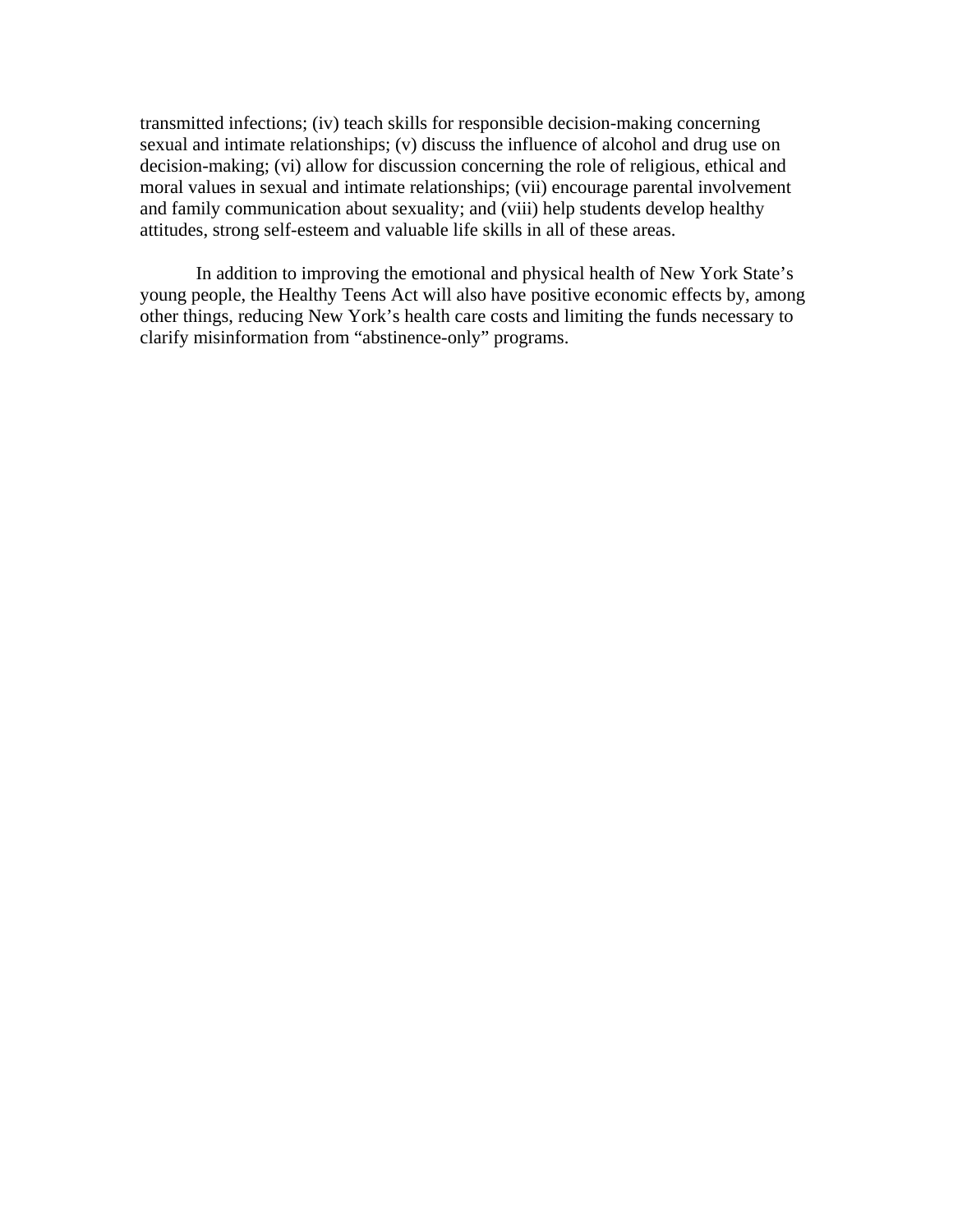transmitted infections; (iv) teach skills for responsible decision-making concerning sexual and intimate relationships; (v) discuss the influence of alcohol and drug use on decision-making; (vi) allow for discussion concerning the role of religious, ethical and moral values in sexual and intimate relationships; (vii) encourage parental involvement and family communication about sexuality; and (viii) help students develop healthy attitudes, strong self-esteem and valuable life skills in all of these areas.

In addition to improving the emotional and physical health of New York State's young people, the Healthy Teens Act will also have positive economic effects by, among other things, reducing New York's health care costs and limiting the funds necessary to clarify misinformation from "abstinence-only" programs.